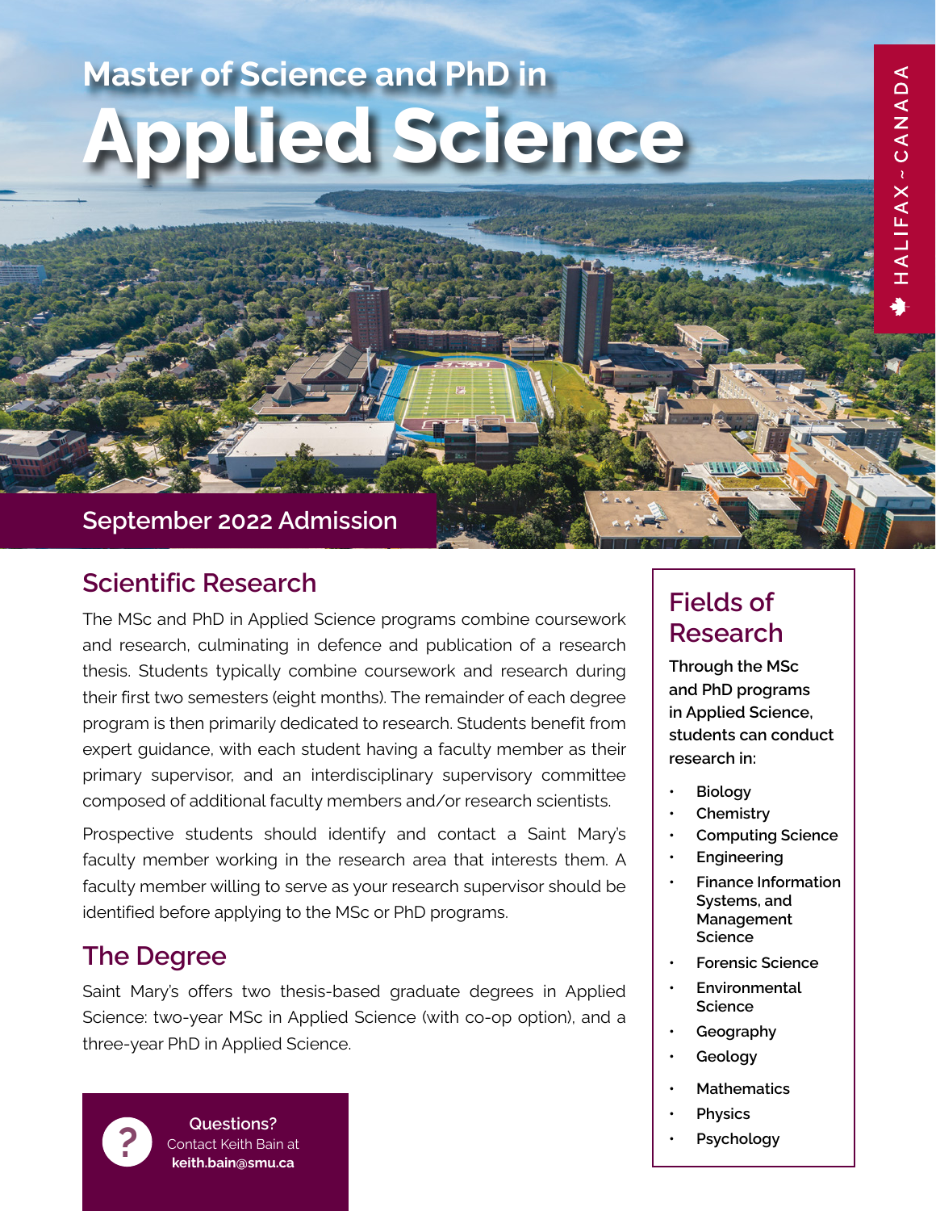# Master of Science and PhD in Applied Science

HALIFAX ~ CANADA

## September 2022 Admission

## Scientific Research

The MSc and PhD in Applied Science programs combine coursework and research, culminating in defence and publication of a research thesis. Students typically combine coursework and research during their first two semesters (eight months). The remainder of each degree program is then primarily dedicated to research. Students benefit from expert guidance, with each student having a faculty member as their primary supervisor, and an interdisciplinary supervisory committee composed of additional faculty members and/or research scientists.

Prospective students should identify and contact a Saint Mary's faculty member working in the research area that interests them. A faculty member willing to serve as your research supervisor should be identified before applying to the MSc or PhD programs.

## The Degree

Saint Mary's offers two thesis-based graduate degrees in Applied Science: two-year MSc in Applied Science (with co-op option), and a three-year PhD in Applied Science.

**Questions?**
Contact Keith Bain at
**keith.bain@smu.ca**

## Fields of Research

**Through the MSc and PhD programs in Applied Science, students can conduct research in:**

- Biology
- Chemistry
- Computing Science
- Engineering
- Finance Information Systems, and Management Science
- Forensic Science
- Environmental Science
- Geography
- Geology
- Mathematics
- Physics
- Psychology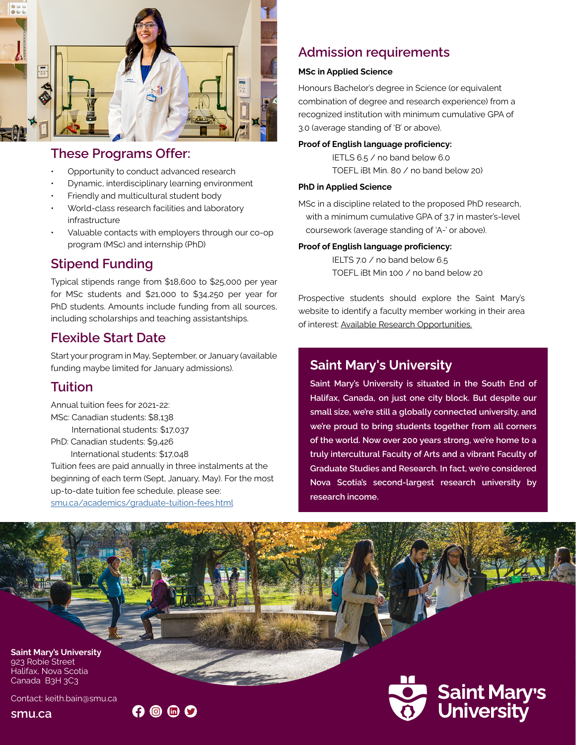## These Programs Offer:

- Opportunity to conduct advanced research
- Dynamic, interdisciplinary learning environment
- Friendly and multicultural student body
- World-class research facilities and laboratory infrastructure
- Valuable contacts with employers through our co-op program (MSc) and internship (PhD)

## Stipend Funding

Typical stipends range from $18,600 to $25,000 per year for MSc students and $21,000 to $34,250 per year for PhD students. Amounts include funding from all sources, including scholarships and teaching assistantships.

## Flexible Start Date

Start your program in May, September, or January (available funding maybe limited for January admissions).

## Tuition

Annual tuition fees for 2021-22:

MSc: Canadian students: $8,138
International students: $17,037

PhD: Canadian students: $9,426
International students: $17,048

Tuition fees are paid annually in three instalments at the beginning of each term (Sept, January, May). For the most up-to-date tuition fee schedule, please see: smu.ca/academics/graduate-tuition-fees.html

## Admission requirements

**MSc in Applied Science**

Honours Bachelor's degree in Science (or equivalent combination of degree and research experience) from a recognized institution with minimum cumulative GPA of 3.0 (average standing of 'B' or above).

**Proof of English language proficiency:**

IETLS 6.5 / no band below 6.0
TOEFL iBt Min. 80 / no band below 20)

**PhD in Applied Science**

MSc in a discipline related to the proposed PhD research, with a minimum cumulative GPA of 3.7 in master's-level coursework (average standing of 'A-' or above).

**Proof of English language proficiency:**

IELTS 7.0 / no band below 6.5
TOEFL iBt Min 100 / no band below 20

Prospective students should explore the Saint Mary's website to identify a faculty member working in their area of interest: Available Research Opportunities.

## Saint Mary's University

**Saint Mary's University is situated in the South End of Halifax, Canada, on just one city block. But despite our small size, we're still a globally connected university, and we're proud to bring students together from all corners of the world. Now over 200 years strong, we're home to a truly intercultural Faculty of Arts and a vibrant Faculty of Graduate Studies and Research. In fact, we're considered Nova Scotia's second-largest research university by research income.**

**Saint Mary's University**
923 Robie Street
Halifax, Nova Scotia
Canada B3H 3C3

Contact: keith.bain@smu.ca

**smu.ca**

Saint Mary's University